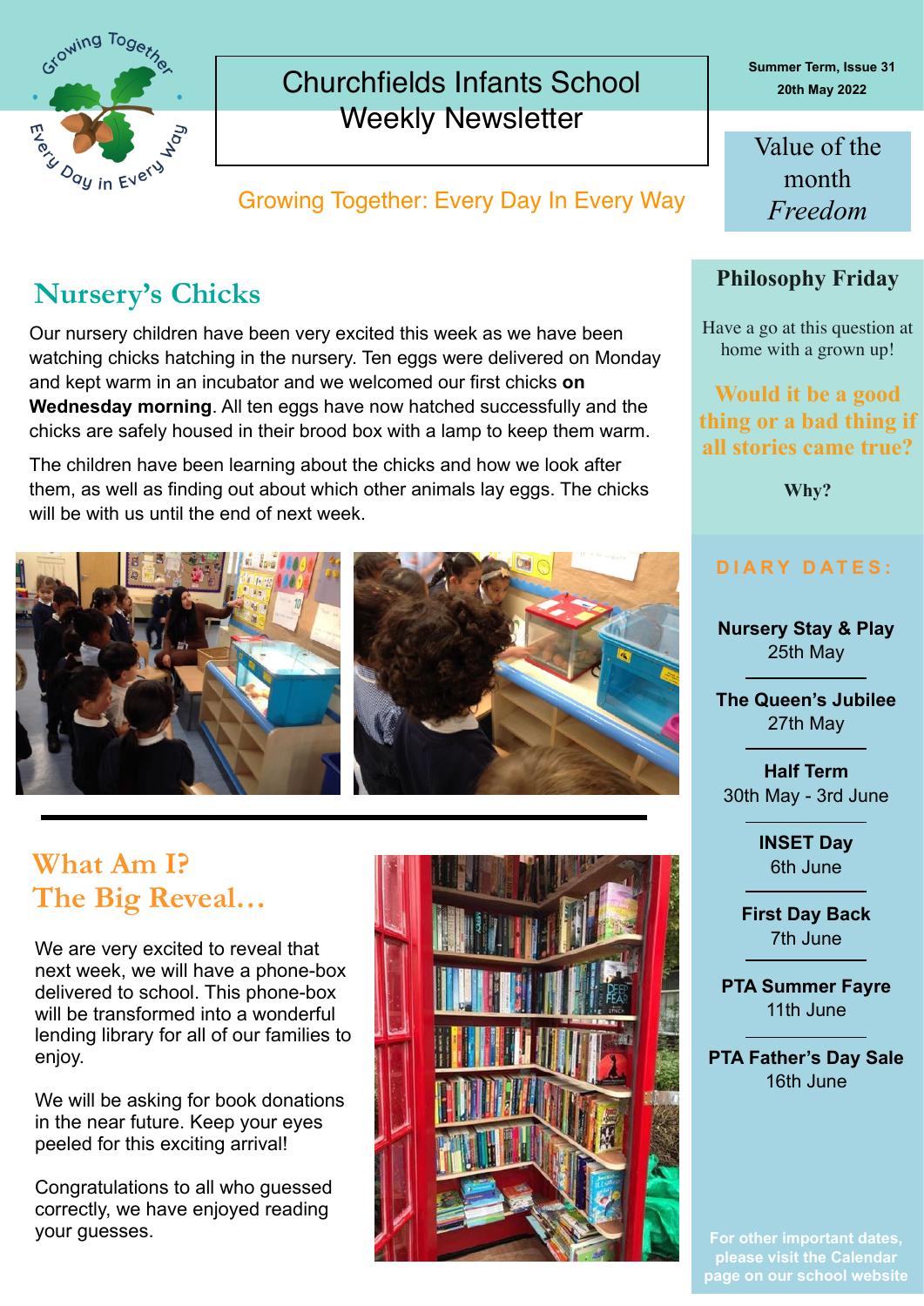# Churchfields Infants School Weekly Newsletter

Summer Term, Issue 31
20th May 2022

Growing Together: Every Day In Every Way

**Value of the month**
*Freedom*

## Nursery's Chicks

Our nursery children have been very excited this week as we have been watching chicks hatching in the nursery. Ten eggs were delivered on Monday and kept warm in an incubator and we welcomed our first chicks **on Wednesday morning**. All ten eggs have now hatched successfully and the chicks are safely housed in their brood box with a lamp to keep them warm.

The children have been learning about the chicks and how we look after them, as well as finding out about which other animals lay eggs. The chicks will be with us until the end of next week.

## What Am I? The Big Reveal…

We are very excited to reveal that next week, we will have a phone-box delivered to school. This phone-box will be transformed into a wonderful lending library for all of our families to enjoy.

We will be asking for book donations in the near future. Keep your eyes peeled for this exciting arrival!

Congratulations to all who guessed correctly, we have enjoyed reading your guesses.

## Philosophy Friday

Have a go at this question at home with a grown up!

**Would it be a good thing or a bad thing if all stories came true?**

**Why?**

## DIARY DATES:

**Nursery Stay & Play**
25th May

**The Queen's Jubilee**
27th May

**Half Term**
30th May - 3rd June

**INSET Day**
6th June

**First Day Back**
7th June

**PTA Summer Fayre**
11th June

**PTA Father's Day Sale**
16th June

**For other important dates, please visit the Calendar page on our school website**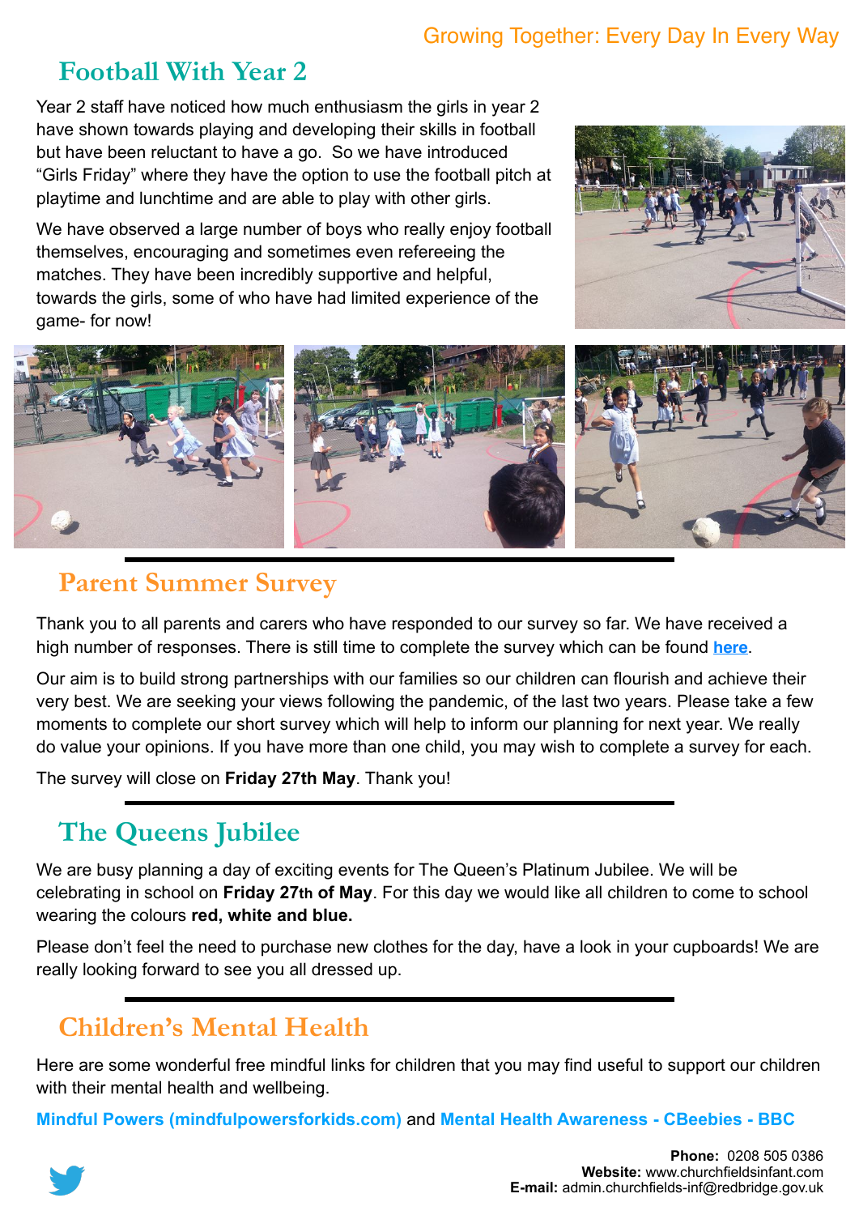## Football With Year 2

Year 2 staff have noticed how much enthusiasm the girls in year 2 have shown towards playing and developing their skills in football but have been reluctant to have a go. So we have introduced "Girls Friday" where they have the option to use the football pitch at playtime and lunchtime and are able to play with other girls.

We have observed a large number of boys who really enjoy football themselves, encouraging and sometimes even refereeing the matches. They have been incredibly supportive and helpful, towards the girls, some of who have had limited experience of the game- for now!

## Parent Summer Survey

Thank you to all parents and carers who have responded to our survey so far. We have received a high number of responses. There is still time to complete the survey which can be found **here**.

Our aim is to build strong partnerships with our families so our children can flourish and achieve their very best. We are seeking your views following the pandemic, of the last two years. Please take a few moments to complete our short survey which will help to inform our planning for next year. We really do value your opinions. If you have more than one child, you may wish to complete a survey for each.

The survey will close on **Friday 27th May**. Thank you!

## The Queens Jubilee

We are busy planning a day of exciting events for The Queen's Platinum Jubilee. We will be celebrating in school on **Friday 27th of May**. For this day we would like all children to come to school wearing the colours **red, white and blue.**

Please don't feel the need to purchase new clothes for the day, have a look in your cupboards! We are really looking forward to see you all dressed up.

## Children's Mental Health

Here are some wonderful free mindful links for children that you may find useful to support our children with their mental health and wellbeing.

**Mindful Powers (mindfulpowersforkids.com)** and **Mental Health Awareness - CBeebies - BBC**

**Phone:** 0208 505 0386
**Website:** www.churchfieldsinfant.com
**E-mail:** admin.churchfields-inf@redbridge.gov.uk